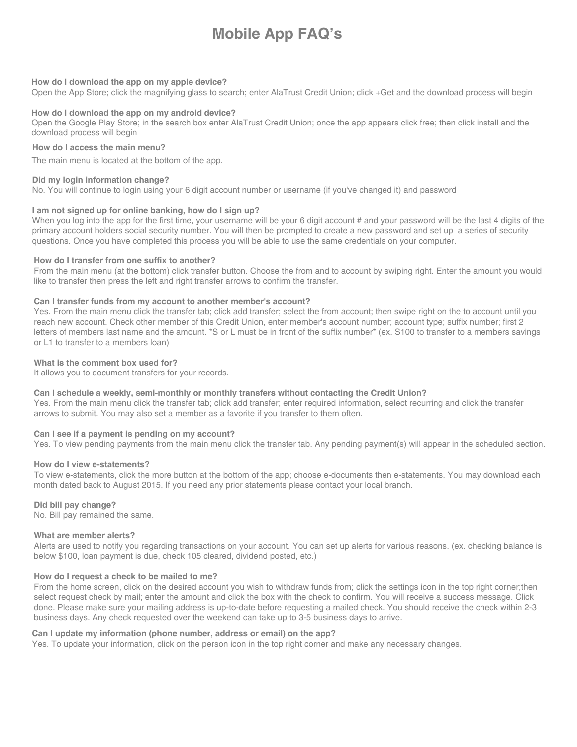# Mobile App FAQ's

**How do I download the app on my apple device?**
Open the App Store; click the magnifying glass to search; enter AlaTrust Credit Union; click +Get and the download process will begin

**How do I download the app on my android device?**
Open the Google Play Store; in the search box enter AlaTrust Credit Union; once the app appears click free; then click install and the download process will begin

**How do I access the main menu?**
The main menu is located at the bottom of the app.

**Did my login information change?**
No. You will continue to login using your 6 digit account number or username (if you've changed it) and password

**I am not signed up for online banking, how do I sign up?**
When you log into the app for the first time, your username will be your 6 digit account # and your password will be the last 4 digits of the primary account holders social security number. You will then be prompted to create a new password and set up a series of security questions. Once you have completed this process you will be able to use the same credentials on your computer.

**How do I transfer from one suffix to another?**
From the main menu (at the bottom) click transfer button. Choose the from and to account by swiping right. Enter the amount you would like to transfer then press the left and right transfer arrows to confirm the transfer.

**Can I transfer funds from my account to another member's account?**
Yes. From the main menu click the transfer tab; click add transfer; select the from account; then swipe right on the to account until you reach new account. Check other member of this Credit Union, enter member's account number; account type; suffix number; first 2 letters of members last name and the amount. *S or L must be in front of the suffix number* (ex. S100 to transfer to a members savings or L1 to transfer to a members loan)

**What is the comment box used for?**
It allows you to document transfers for your records.

**Can I schedule a weekly, semi-monthly or monthly transfers without contacting the Credit Union?**
Yes. From the main menu click the transfer tab; click add transfer; enter required information, select recurring and click the transfer arrows to submit. You may also set a member as a favorite if you transfer to them often.

**Can I see if a payment is pending on my account?**
Yes. To view pending payments from the main menu click the transfer tab. Any pending payment(s) will appear in the scheduled section.

**How do I view e-statements?**
To view e-statements, click the more button at the bottom of the app; choose e-documents then e-statements. You may download each month dated back to August 2015. If you need any prior statements please contact your local branch.

**Did bill pay change?**
No. Bill pay remained the same.

**What are member alerts?**
Alerts are used to notify you regarding transactions on your account. You can set up alerts for various reasons. (ex. checking balance is below $100, loan payment is due, check 105 cleared, dividend posted, etc.)

**How do I request a check to be mailed to me?**
From the home screen, click on the desired account you wish to withdraw funds from; click the settings icon in the top right corner;then select request check by mail; enter the amount and click the box with the check to confirm. You will receive a success message. Click done. Please make sure your mailing address is up-to-date before requesting a mailed check. You should receive the check within 2-3 business days. Any check requested over the weekend can take up to 3-5 business days to arrive.

**Can I update my information (phone number, address or email) on the app?**
Yes. To update your information, click on the person icon in the top right corner and make any necessary changes.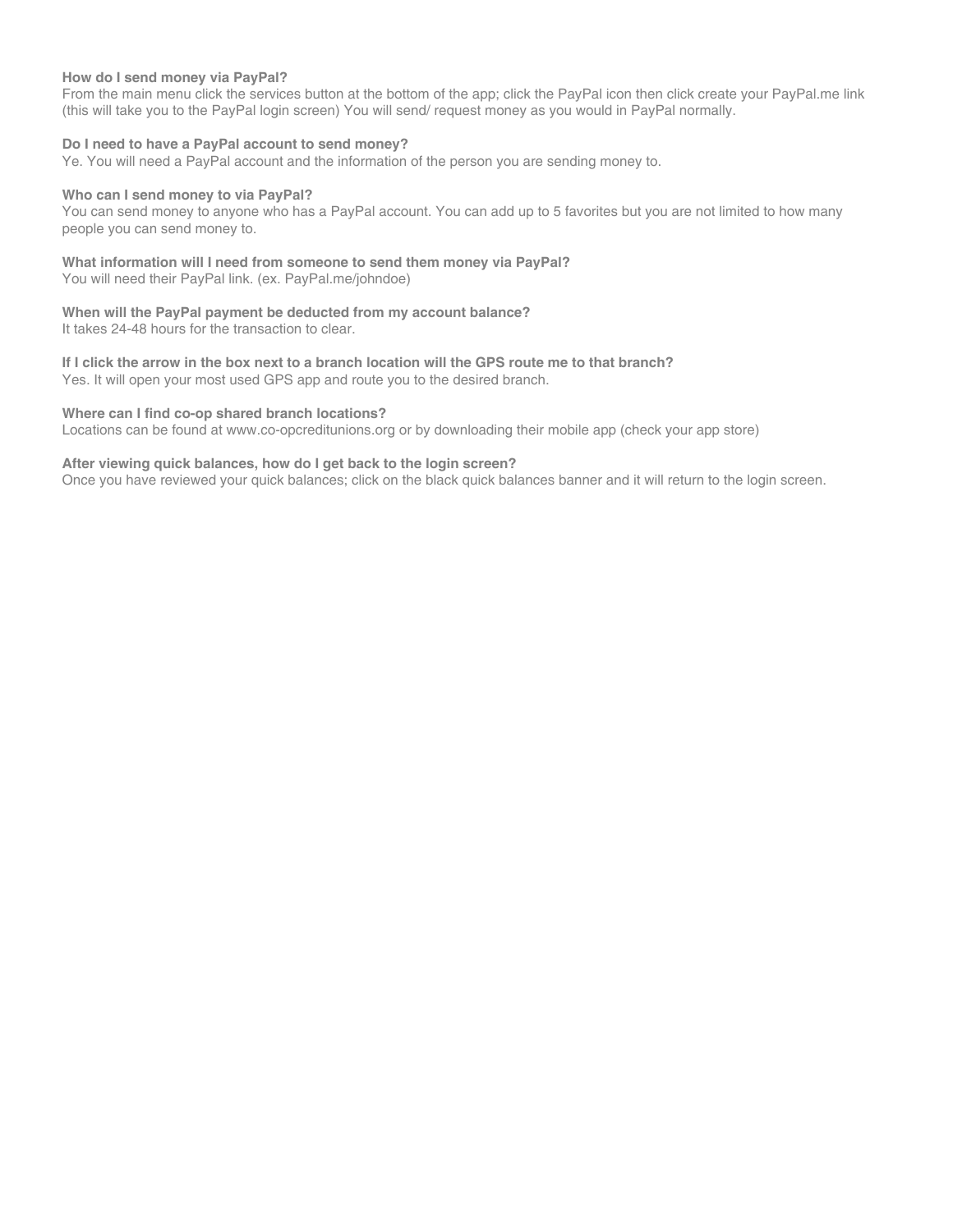**How do I send money via PayPal?**
From the main menu click the services button at the bottom of the app; click the PayPal icon then click create your PayPal.me link (this will take you to the PayPal login screen) You will send/ request money as you would in PayPal normally.

**Do I need to have a PayPal account to send money?**
Ye. You will need a PayPal account and the information of the person you are sending money to.

**Who can I send money to via PayPal?**
You can send money to anyone who has a PayPal account. You can add up to 5 favorites but you are not limited to how many people you can send money to.

**What information will I need from someone to send them money via PayPal?**
You will need their PayPal link. (ex. PayPal.me/johndoe)

**When will the PayPal payment be deducted from my account balance?**
It takes 24-48 hours for the transaction to clear.

**If I click the arrow in the box next to a branch location will the GPS route me to that branch?**
Yes. It will open your most used GPS app and route you to the desired branch.

**Where can I find co-op shared branch locations?**
Locations can be found at www.co-opcreditunions.org or by downloading their mobile app (check your app store)

**After viewing quick balances, how do I get back to the login screen?**
Once you have reviewed your quick balances; click on the black quick balances banner and it will return to the login screen.